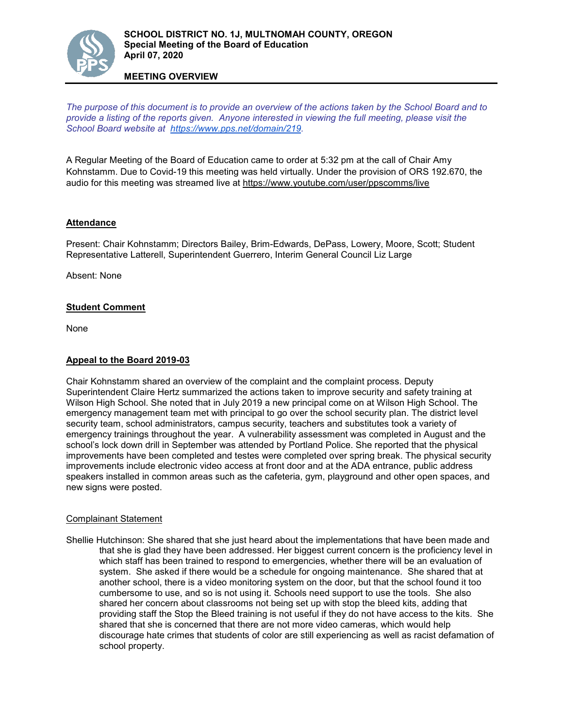**SCHOOL DISTRICT NO. 1J, MULTNOMAH COUNTY, OREGON**
**Special Meeting of the Board of Education**
**April 07, 2020**

**MEETING OVERVIEW**

*The purpose of this document is to provide an overview of the actions taken by the School Board and to provide a listing of the reports given. Anyone interested in viewing the full meeting, please visit the School Board website at https://www.pps.net/domain/219.*

A Regular Meeting of the Board of Education came to order at 5:32 pm at the call of Chair Amy Kohnstamm. Due to Covid-19 this meeting was held virtually. Under the provision of ORS 192.670, the audio for this meeting was streamed live at https://www.youtube.com/user/ppscomms/live

## Attendance

Present: Chair Kohnstamm; Directors Bailey, Brim-Edwards, DePass, Lowery, Moore, Scott; Student Representative Latterell, Superintendent Guerrero, Interim General Council Liz Large

Absent: None

## Student Comment

None

## Appeal to the Board 2019-03

Chair Kohnstamm shared an overview of the complaint and the complaint process. Deputy Superintendent Claire Hertz summarized the actions taken to improve security and safety training at Wilson High School. She noted that in July 2019 a new principal come on at Wilson High School. The emergency management team met with principal to go over the school security plan. The district level security team, school administrators, campus security, teachers and substitutes took a variety of emergency trainings throughout the year. A vulnerability assessment was completed in August and the school's lock down drill in September was attended by Portland Police. She reported that the physical improvements have been completed and testes were completed over spring break. The physical security improvements include electronic video access at front door and at the ADA entrance, public address speakers installed in common areas such as the cafeteria, gym, playground and other open spaces, and new signs were posted.

### Complainant Statement

Shellie Hutchinson: She shared that she just heard about the implementations that have been made and that she is glad they have been addressed. Her biggest current concern is the proficiency level in which staff has been trained to respond to emergencies, whether there will be an evaluation of system. She asked if there would be a schedule for ongoing maintenance. She shared that at another school, there is a video monitoring system on the door, but that the school found it too cumbersome to use, and so is not using it. Schools need support to use the tools. She also shared her concern about classrooms not being set up with stop the bleed kits, adding that providing staff the Stop the Bleed training is not useful if they do not have access to the kits. She shared that she is concerned that there are not more video cameras, which would help discourage hate crimes that students of color are still experiencing as well as racist defamation of school property.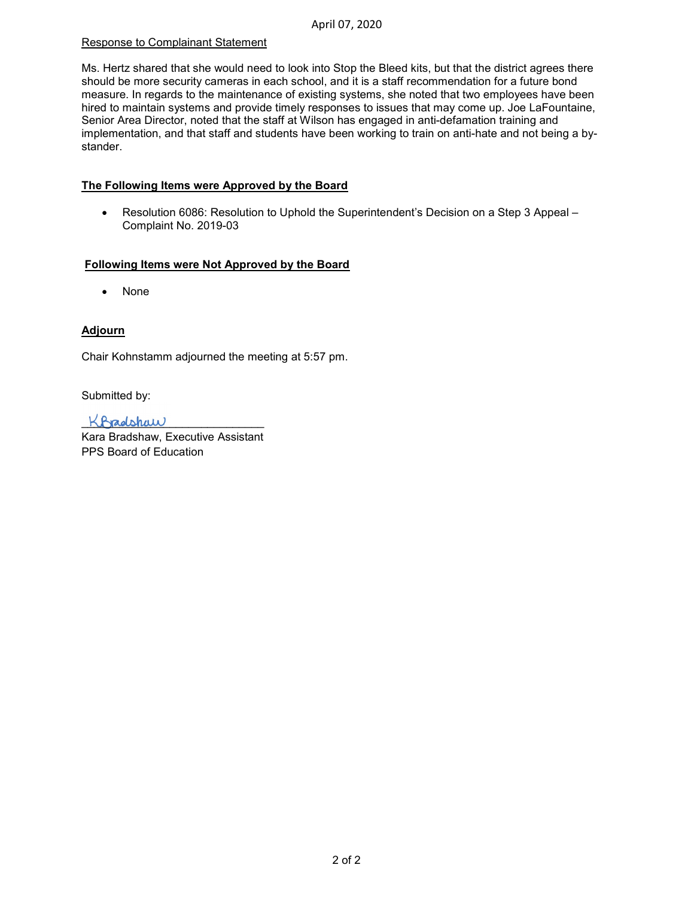Response to Complainant Statement

Ms. Hertz shared that she would need to look into Stop the Bleed kits, but that the district agrees there should be more security cameras in each school, and it is a staff recommendation for a future bond measure. In regards to the maintenance of existing systems, she noted that two employees have been hired to maintain systems and provide timely responses to issues that may come up. Joe LaFountaine, Senior Area Director, noted that the staff at Wilson has engaged in anti-defamation training and implementation, and that staff and students have been working to train on anti-hate and not being a by-stander.

**The Following Items were Approved by the Board**

- Resolution 6086: Resolution to Uphold the Superintendent's Decision on a Step 3 Appeal – Complaint No. 2019-03

**Following Items were Not Approved by the Board**

- None

**Adjourn**

Chair Kohnstamm adjourned the meeting at 5:57 pm.

Submitted by:

KBradshaw

Kara Bradshaw, Executive Assistant
PPS Board of Education